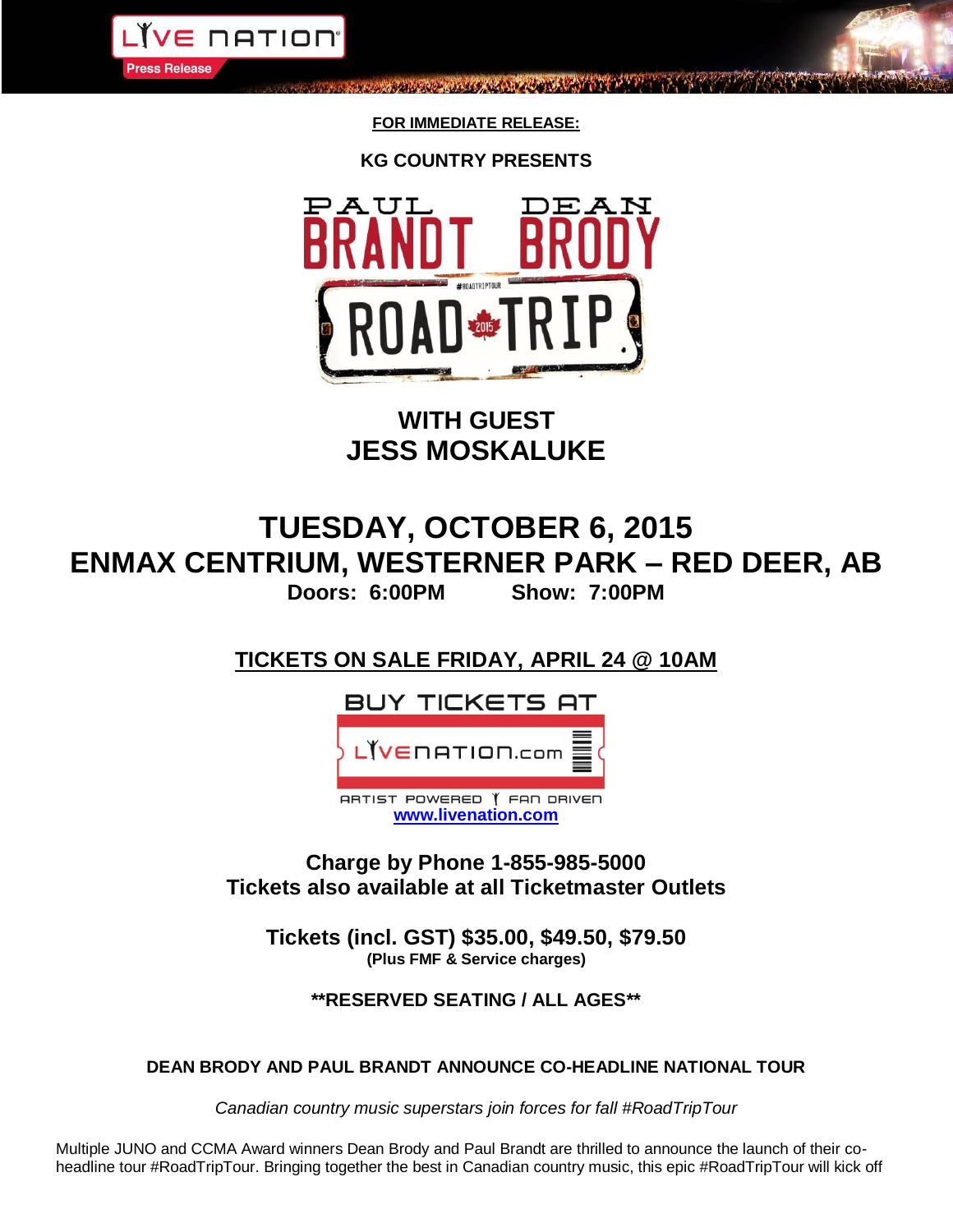**FOR IMMEDIATE RELEASE:**

**KG COUNTRY PRESENTS**

# PAUL BRANDT DEAN BRODY

# ROAD TRIP

#ROADTRIPTOUR 2015

## WITH GUEST
## JESS MOSKALUKE

# TUESDAY, OCTOBER 6, 2015
# ENMAX CENTRIUM, WESTERNER PARK – RED DEER, AB

**Doors: 6:00PM Show: 7:00PM**

## TICKETS ON SALE FRIDAY, APRIL 24 @ 10AM

BUY TICKETS AT

LIVENATION.com

ARTIST POWERED FAN DRIVEN

www.livenation.com

**Charge by Phone 1-855-985-5000**
**Tickets also available at all Ticketmaster Outlets**

**Tickets (incl. GST) $35.00, $49.50, $79.50**
**(Plus FMF & Service charges)**

****RESERVED SEATING / ALL AGES****

**DEAN BRODY AND PAUL BRANDT ANNOUNCE CO-HEADLINE NATIONAL TOUR**

*Canadian country music superstars join forces for fall #RoadTripTour*

Multiple JUNO and CCMA Award winners Dean Brody and Paul Brandt are thrilled to announce the launch of their co-headline tour #RoadTripTour. Bringing together the best in Canadian country music, this epic #RoadTripTour will kick off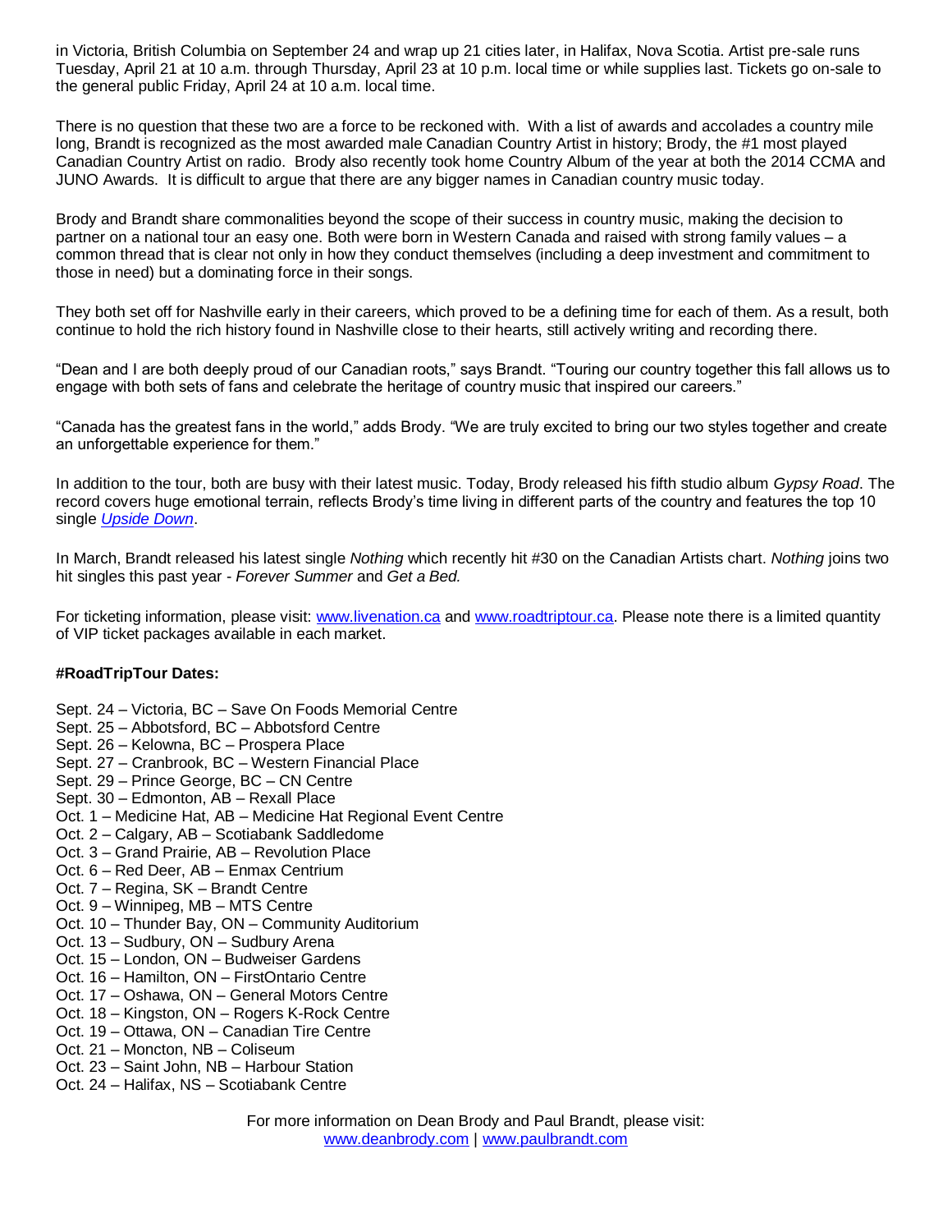in Victoria, British Columbia on September 24 and wrap up 21 cities later, in Halifax, Nova Scotia. Artist pre-sale runs Tuesday, April 21 at 10 a.m. through Thursday, April 23 at 10 p.m. local time or while supplies last. Tickets go on-sale to the general public Friday, April 24 at 10 a.m. local time.

There is no question that these two are a force to be reckoned with. With a list of awards and accolades a country mile long, Brandt is recognized as the most awarded male Canadian Country Artist in history; Brody, the #1 most played Canadian Country Artist on radio. Brody also recently took home Country Album of the year at both the 2014 CCMA and JUNO Awards. It is difficult to argue that there are any bigger names in Canadian country music today.

Brody and Brandt share commonalities beyond the scope of their success in country music, making the decision to partner on a national tour an easy one. Both were born in Western Canada and raised with strong family values – a common thread that is clear not only in how they conduct themselves (including a deep investment and commitment to those in need) but a dominating force in their songs.

They both set off for Nashville early in their careers, which proved to be a defining time for each of them. As a result, both continue to hold the rich history found in Nashville close to their hearts, still actively writing and recording there.

"Dean and I are both deeply proud of our Canadian roots," says Brandt. "Touring our country together this fall allows us to engage with both sets of fans and celebrate the heritage of country music that inspired our careers."

"Canada has the greatest fans in the world," adds Brody. "We are truly excited to bring our two styles together and create an unforgettable experience for them."

In addition to the tour, both are busy with their latest music. Today, Brody released his fifth studio album *Gypsy Road*. The record covers huge emotional terrain, reflects Brody's time living in different parts of the country and features the top 10 single *Upside Down*.

In March, Brandt released his latest single *Nothing* which recently hit #30 on the Canadian Artists chart. *Nothing* joins two hit singles this past year - *Forever Summer* and *Get a Bed.*

For ticketing information, please visit: www.livenation.ca and www.roadtriptour.ca. Please note there is a limited quantity of VIP ticket packages available in each market.

**#RoadTripTour Dates:**

Sept. 24 – Victoria, BC – Save On Foods Memorial Centre
Sept. 25 – Abbotsford, BC – Abbotsford Centre
Sept. 26 – Kelowna, BC – Prospera Place
Sept. 27 – Cranbrook, BC – Western Financial Place
Sept. 29 – Prince George, BC – CN Centre
Sept. 30 – Edmonton, AB – Rexall Place
Oct. 1 – Medicine Hat, AB – Medicine Hat Regional Event Centre
Oct. 2 – Calgary, AB – Scotiabank Saddledome
Oct. 3 – Grand Prairie, AB – Revolution Place
Oct. 6 – Red Deer, AB – Enmax Centrium
Oct. 7 – Regina, SK – Brandt Centre
Oct. 9 – Winnipeg, MB – MTS Centre
Oct. 10 – Thunder Bay, ON – Community Auditorium
Oct. 13 – Sudbury, ON – Sudbury Arena
Oct. 15 – London, ON – Budweiser Gardens
Oct. 16 – Hamilton, ON – FirstOntario Centre
Oct. 17 – Oshawa, ON – General Motors Centre
Oct. 18 – Kingston, ON – Rogers K-Rock Centre
Oct. 19 – Ottawa, ON – Canadian Tire Centre
Oct. 21 – Moncton, NB – Coliseum
Oct. 23 – Saint John, NB – Harbour Station
Oct. 24 – Halifax, NS – Scotiabank Centre

For more information on Dean Brody and Paul Brandt, please visit:
www.deanbrody.com | www.paulbrandt.com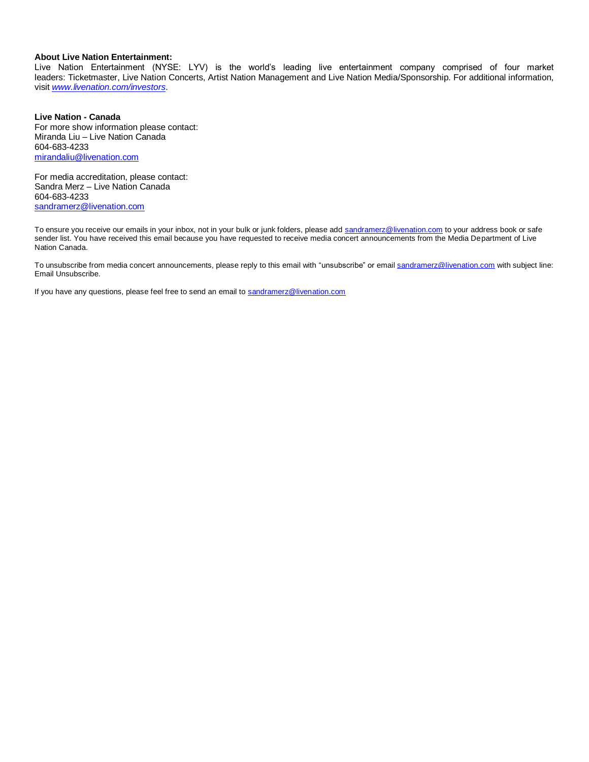**About Live Nation Entertainment:**
Live Nation Entertainment (NYSE: LYV) is the world's leading live entertainment company comprised of four market leaders: Ticketmaster, Live Nation Concerts, Artist Nation Management and Live Nation Media/Sponsorship. For additional information, visit *www.livenation.com/investors*.

**Live Nation - Canada**
For more show information please contact:
Miranda Liu – Live Nation Canada
604-683-4233
mirandaliu@livenation.com

For media accreditation, please contact:
Sandra Merz – Live Nation Canada
604-683-4233
sandramerz@livenation.com

To ensure you receive our emails in your inbox, not in your bulk or junk folders, please add sandramerz@livenation.com to your address book or safe sender list. You have received this email because you have requested to receive media concert announcements from the Media Department of Live Nation Canada.

To unsubscribe from media concert announcements, please reply to this email with "unsubscribe" or email sandramerz@livenation.com with subject line: Email Unsubscribe.

If you have any questions, please feel free to send an email to sandramerz@livenation.com